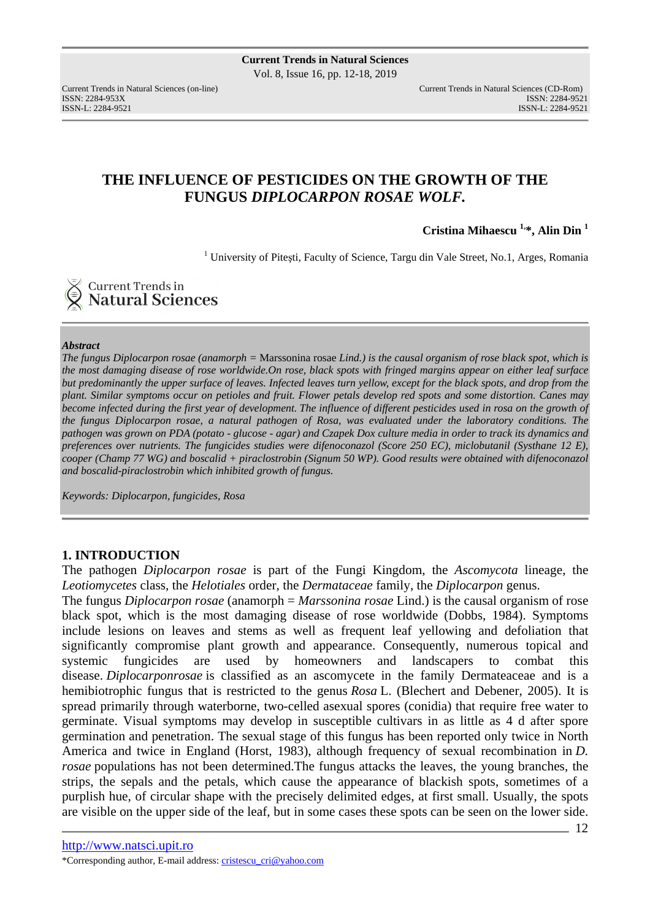# THE INFLUENCE OF PESTICIDES ON THE GROWTH OF THE FUNGUS *DIPLOCARPON ROSAE WOLF.*

**Cristina Mihaescu [1],*, Alin Din [1]**

[1] University of Pitești, Faculty of Science, Targu din Vale Street, No.1, Arges, Romania

### *Abstract*

*The fungus Diplocarpon rosae (anamorph =* Marssonina rosae *Lind.) is the causal organism of rose black spot, which is the most damaging disease of rose worldwide.On rose, black spots with fringed margins appear on either leaf surface but predominantly the upper surface of leaves. Infected leaves turn yellow, except for the black spots, and drop from the plant. Similar symptoms occur on petioles and fruit. Flower petals develop red spots and some distortion. Canes may become infected during the first year of development. The influence of different pesticides used in rosa on the growth of the fungus Diplocarpon rosae, a natural pathogen of Rosa, was evaluated under the laboratory conditions. The pathogen was grown on PDA (potato - glucose - agar) and Czapek Dox culture media in order to track its dynamics and preferences over nutrients. The fungicides studies were difenoconazol (Score 250 EC), miclobutanil (Systhane 12 E), cooper (Champ 77 WG) and boscalid + piraclostrobin (Signum 50 WP). Good results were obtained with difenoconazol and boscalid-piraclostrobin which inhibited growth of fungus.*

*Keywords: Diplocarpon, fungicides, Rosa*

## 1. INTRODUCTION

The pathogen *Diplocarpon rosae* is part of the Fungi Kingdom, the *Ascomycota* lineage, the *Leotiomycetes* class, the *Helotiales* order, the *Dermataceae* family, the *Diplocarpon* genus.

The fungus *Diplocarpon rosae* (anamorph = *Marssonina rosae* Lind.) is the causal organism of rose black spot, which is the most damaging disease of rose worldwide (Dobbs, 1984). Symptoms include lesions on leaves and stems as well as frequent leaf yellowing and defoliation that significantly compromise plant growth and appearance. Consequently, numerous topical and systemic fungicides are used by homeowners and landscapers to combat this disease. *Diplocarponrosae* is classified as an ascomycete in the family Dermateaceae and is a hemibiotrophic fungus that is restricted to the genus *Rosa* L. (Blechert and Debener, 2005). It is spread primarily through waterborne, two-celled asexual spores (conidia) that require free water to germinate. Visual symptoms may develop in susceptible cultivars in as little as 4 d after spore germination and penetration. The sexual stage of this fungus has been reported only twice in North America and twice in England (Horst, 1983), although frequency of sexual recombination in *D. rosae* populations has not been determined.The fungus attacks the leaves, the young branches, the strips, the sepals and the petals, which cause the appearance of blackish spots, sometimes of a purplish hue, of circular shape with the precisely delimited edges, at first small. Usually, the spots are visible on the upper side of the leaf, but in some cases these spots can be seen on the lower side.

http://www.natsci.upit.ro

*Corresponding author, E-mail address: cristescu_cri@yahoo.com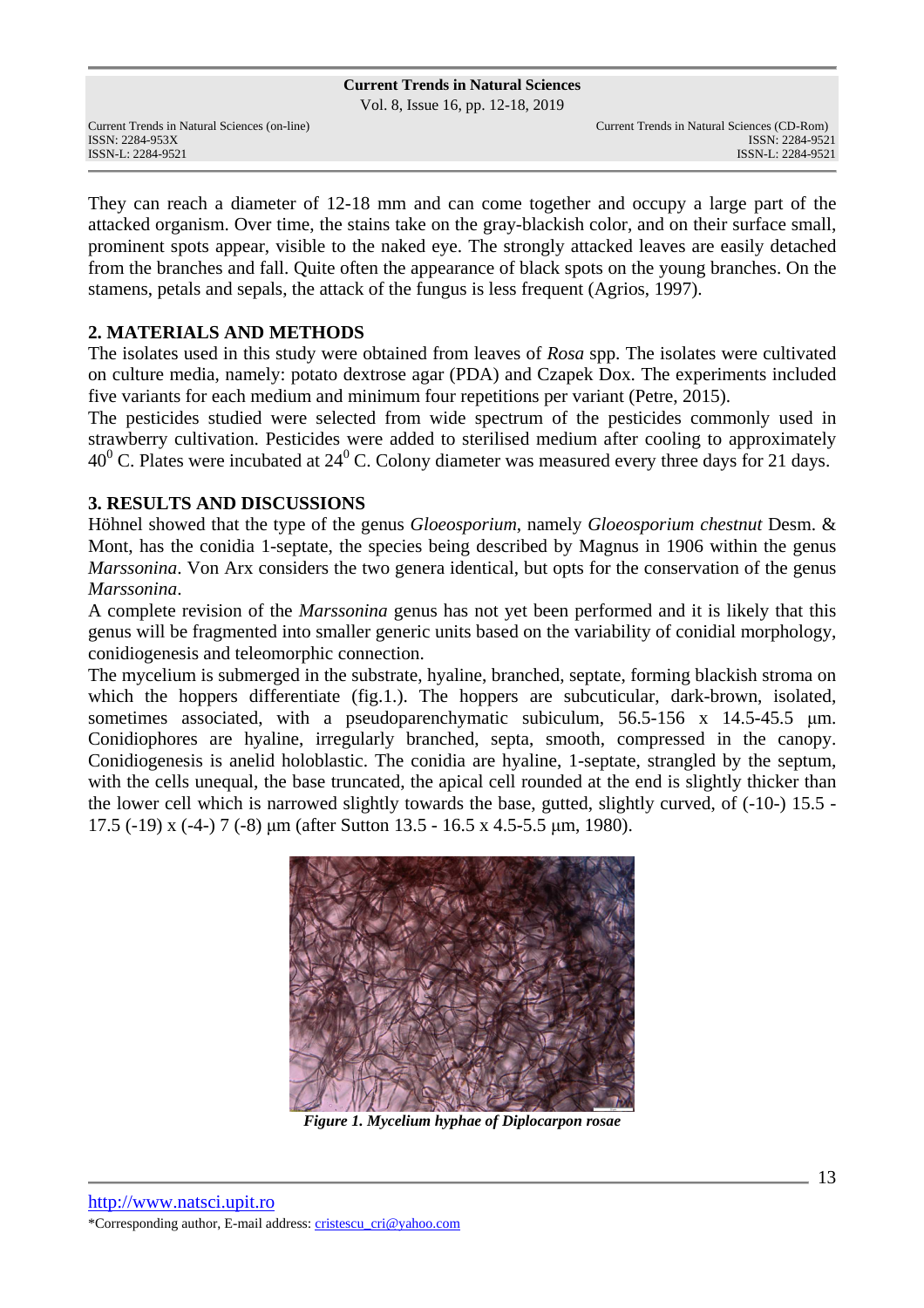They can reach a diameter of 12-18 mm and can come together and occupy a large part of the attacked organism. Over time, the stains take on the gray-blackish color, and on their surface small, prominent spots appear, visible to the naked eye. The strongly attacked leaves are easily detached from the branches and fall. Quite often the appearance of black spots on the young branches. On the stamens, petals and sepals, the attack of the fungus is less frequent (Agrios, 1997).

## 2. MATERIALS AND METHODS

The isolates used in this study were obtained from leaves of *Rosa* spp. The isolates were cultivated on culture media, namely: potato dextrose agar (PDA) and Czapek Dox. The experiments included five variants for each medium and minimum four repetitions per variant (Petre, 2015).

The pesticides studied were selected from wide spectrum of the pesticides commonly used in strawberry cultivation. Pesticides were added to sterilised medium after cooling to approximately $40^0$ C. Plates were incubated at $24^0$ C. Colony diameter was measured every three days for 21 days.

## 3. RESULTS AND DISCUSSIONS

Höhnel showed that the type of the genus *Gloeosporium*, namely *Gloeosporium chestnut* Desm. & Mont, has the conidia 1-septate, the species being described by Magnus in 1906 within the genus *Marssonina*. Von Arx considers the two genera identical, but opts for the conservation of the genus *Marssonina*.

A complete revision of the *Marssonina* genus has not yet been performed and it is likely that this genus will be fragmented into smaller generic units based on the variability of conidial morphology, conidiogenesis and teleomorphic connection.

The mycelium is submerged in the substrate, hyaline, branched, septate, forming blackish stroma on which the hoppers differentiate (fig.1.). The hoppers are subcuticular, dark-brown, isolated, sometimes associated, with a pseudoparenchymatic subiculum, 56.5-156 x 14.5-45.5 µm. Conidiophores are hyaline, irregularly branched, septa, smooth, compressed in the canopy. Conidiogenesis is anelid holoblastic. The conidia are hyaline, 1-septate, strangled by the septum, with the cells unequal, the base truncated, the apical cell rounded at the end is slightly thicker than the lower cell which is narrowed slightly towards the base, gutted, slightly curved, of (-10-) 15.5 - 17.5 (-19) x (-4-) 7 (-8) µm (after Sutton 13.5 - 16.5 x 4.5-5.5 µm, 1980).

***Figure 1. Mycelium hyphae of Diplocarpon rosae***

http://www.natsci.upit.ro

*Corresponding author, E-mail address: cristescu_cri@yahoo.com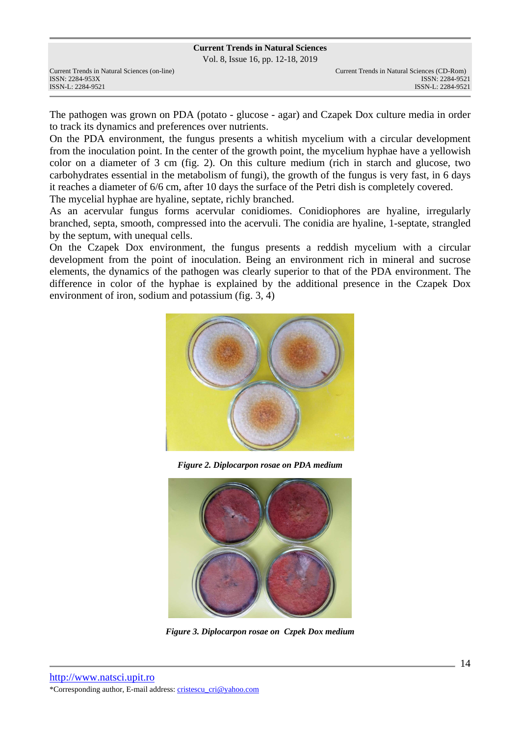The pathogen was grown on PDA (potato - glucose - agar) and Czapek Dox culture media in order to track its dynamics and preferences over nutrients.

On the PDA environment, the fungus presents a whitish mycelium with a circular development from the inoculation point. In the center of the growth point, the mycelium hyphae have a yellowish color on a diameter of 3 cm (fig. 2). On this culture medium (rich in starch and glucose, two carbohydrates essential in the metabolism of fungi), the growth of the fungus is very fast, in 6 days it reaches a diameter of 6/6 cm, after 10 days the surface of the Petri dish is completely covered.

The mycelial hyphae are hyaline, septate, richly branched.

As an acervular fungus forms acervular conidiomes. Conidiophores are hyaline, irregularly branched, septa, smooth, compressed into the acervuli. The conidia are hyaline, 1-septate, strangled by the septum, with unequal cells.

On the Czapek Dox environment, the fungus presents a reddish mycelium with a circular development from the point of inoculation. Being an environment rich in mineral and sucrose elements, the dynamics of the pathogen was clearly superior to that of the PDA environment. The difference in color of the hyphae is explained by the additional presence in the Czapek Dox environment of iron, sodium and potassium (fig. 3, 4)

***Figure 2. Diplocarpon rosae on PDA medium***

***Figure 3. Diplocarpon rosae on Czpek Dox medium***

http://www.natsci.upit.ro

*Corresponding author, E-mail address: cristescu_cri@yahoo.com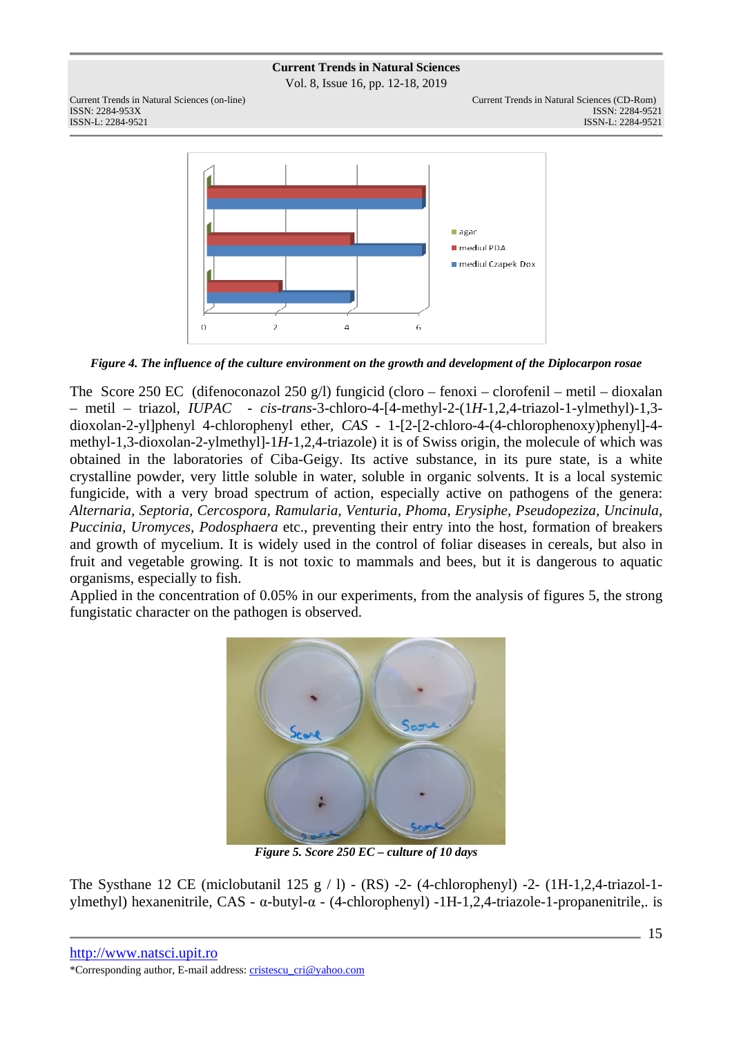*Figure 4. The influence of the culture environment on the growth and development of the Diplocarpon rosae*

The Score 250 EC (difenoconazol 250 g/l) fungicid (cloro – fenoxi – clorofenil – metil – dioxalan – metil – triazol, *IUPAC* - *cis-trans*-3-chloro-4-[4-methyl-2-(1*H*-1,2,4-triazol-1-ylmethyl)-1,3-dioxolan-2-yl]phenyl 4-chlorophenyl ether, *CAS* - 1-[2-[2-chloro-4-(4-chlorophenoxy)phenyl]-4-methyl-1,3-dioxolan-2-ylmethyl]-1*H*-1,2,4-triazole) it is of Swiss origin, the molecule of which was obtained in the laboratories of Ciba-Geigy. Its active substance, in its pure state, is a white crystalline powder, very little soluble in water, soluble in organic solvents. It is a local systemic fungicide, with a very broad spectrum of action, especially active on pathogens of the genera: *Alternaria, Septoria, Cercospora, Ramularia, Venturia, Phoma, Erysiphe, Pseudopeziza, Uncinula, Puccinia, Uromyces, Podosphaera* etc., preventing their entry into the host, formation of breakers and growth of mycelium. It is widely used in the control of foliar diseases in cereals, but also in fruit and vegetable growing. It is not toxic to mammals and bees, but it is dangerous to aquatic organisms, especially to fish.

Applied in the concentration of 0.05% in our experiments, from the analysis of figures 5, the strong fungistatic character on the pathogen is observed.

*Figure 5. Score 250 EC – culture of 10 days*

The Systhane 12 CE (miclobutanil 125 g / l) - (RS) -2- (4-chlorophenyl) -2- (1H-1,2,4-triazol-1-ylmethyl) hexanenitrile, CAS - α-butyl-α - (4-chlorophenyl) -1H-1,2,4-triazole-1-propanenitrile,. is

http://www.natsci.upit.ro

*Corresponding author, E-mail address: cristescu_cri@yahoo.com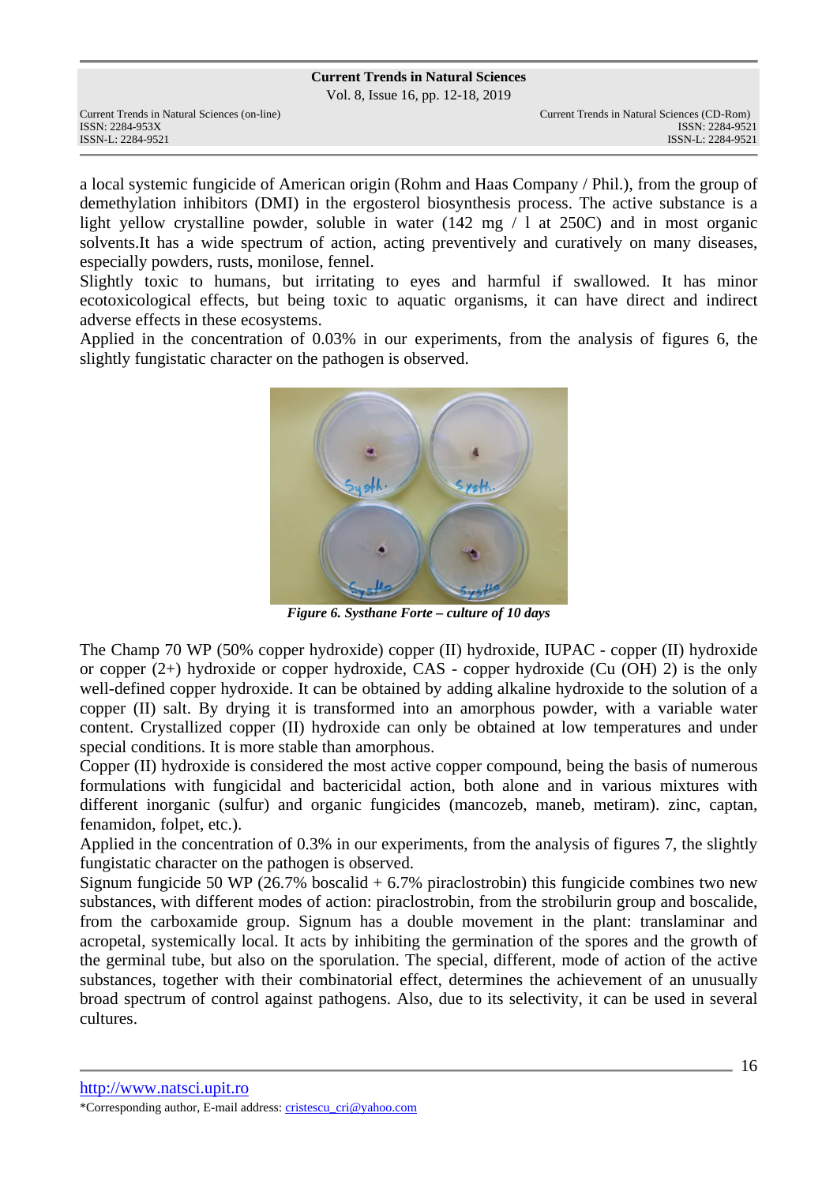a local systemic fungicide of American origin (Rohm and Haas Company / Phil.), from the group of demethylation inhibitors (DMI) in the ergosterol biosynthesis process. The active substance is a light yellow crystalline powder, soluble in water (142 mg / l at 250C) and in most organic solvents.It has a wide spectrum of action, acting preventively and curatively on many diseases, especially powders, rusts, monilose, fennel.

Slightly toxic to humans, but irritating to eyes and harmful if swallowed. It has minor ecotoxicological effects, but being toxic to aquatic organisms, it can have direct and indirect adverse effects in these ecosystems.

Applied in the concentration of 0.03% in our experiments, from the analysis of figures 6, the slightly fungistatic character on the pathogen is observed.

***Figure 6. Systhane Forte – culture of 10 days***

The Champ 70 WP (50% copper hydroxide) copper (II) hydroxide, IUPAC - copper (II) hydroxide or copper (2+) hydroxide or copper hydroxide, CAS - copper hydroxide (Cu (OH) 2) is the only well-defined copper hydroxide. It can be obtained by adding alkaline hydroxide to the solution of a copper (II) salt. By drying it is transformed into an amorphous powder, with a variable water content. Crystallized copper (II) hydroxide can only be obtained at low temperatures and under special conditions. It is more stable than amorphous.

Copper (II) hydroxide is considered the most active copper compound, being the basis of numerous formulations with fungicidal and bactericidal action, both alone and in various mixtures with different inorganic (sulfur) and organic fungicides (mancozeb, maneb, metiram). zinc, captan, fenamidon, folpet, etc.).

Applied in the concentration of 0.3% in our experiments, from the analysis of figures 7, the slightly fungistatic character on the pathogen is observed.

Signum fungicide 50 WP (26.7% boscalid + 6.7% piraclostrobin) this fungicide combines two new substances, with different modes of action: piraclostrobin, from the strobilurin group and boscalide, from the carboxamide group. Signum has a double movement in the plant: translaminar and acropetal, systemically local. It acts by inhibiting the germination of the spores and the growth of the germinal tube, but also on the sporulation. The special, different, mode of action of the active substances, together with their combinatorial effect, determines the achievement of an unusually broad spectrum of control against pathogens. Also, due to its selectivity, it can be used in several cultures.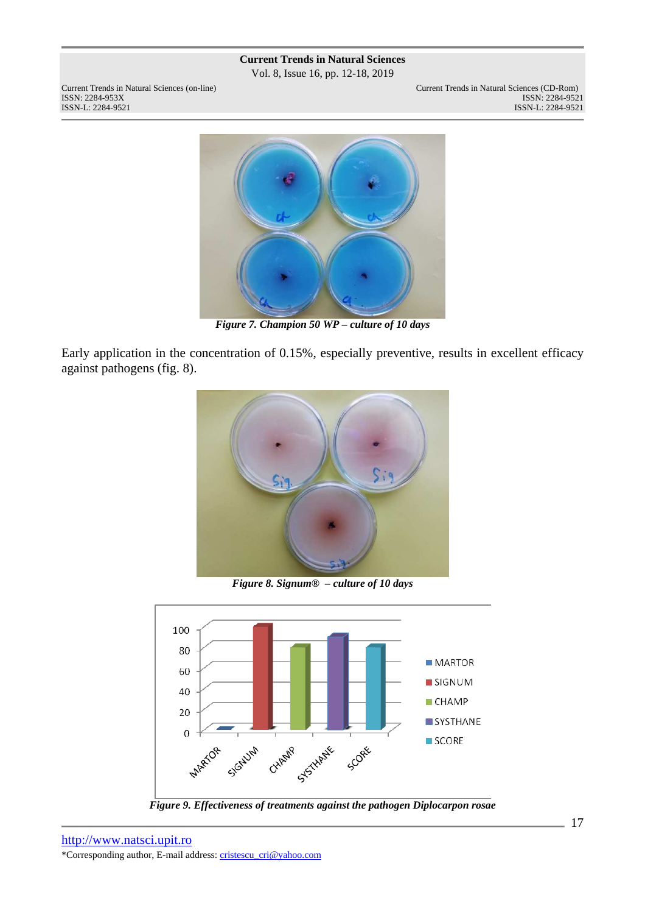*Figure 7. Champion 50 WP – culture of 10 days*

Early application in the concentration of 0.15%, especially preventive, results in excellent efficacy against pathogens (fig. 8).

*Figure 8. Signum® – culture of 10 days*

*Figure 9. Effectiveness of treatments against the pathogen Diplocarpon rosae*

http://www.natsci.upit.ro

*Corresponding author, E-mail address: cristescu_cri@yahoo.com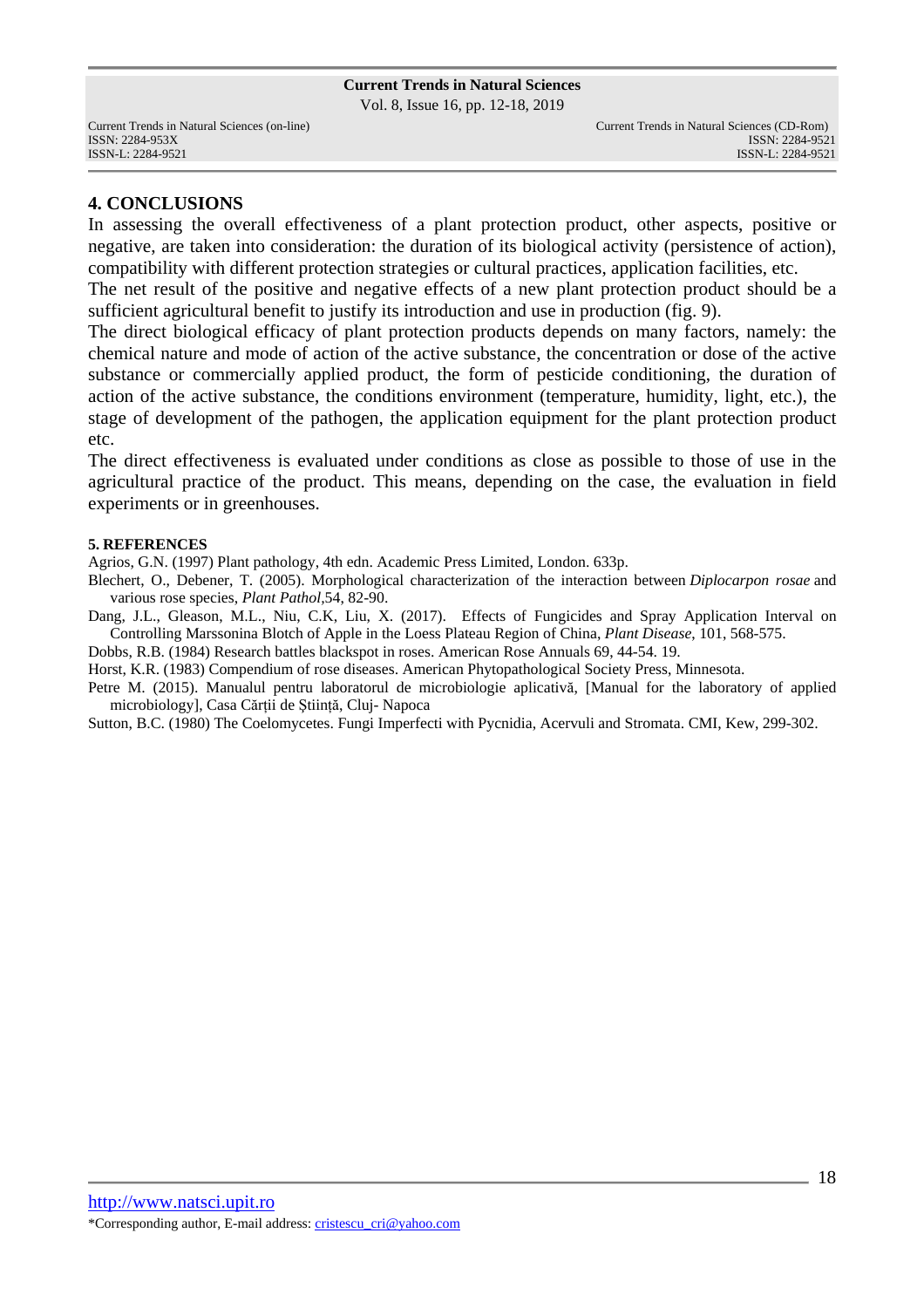## 4. CONCLUSIONS

In assessing the overall effectiveness of a plant protection product, other aspects, positive or negative, are taken into consideration: the duration of its biological activity (persistence of action), compatibility with different protection strategies or cultural practices, application facilities, etc.

The net result of the positive and negative effects of a new plant protection product should be a sufficient agricultural benefit to justify its introduction and use in production (fig. 9).

The direct biological efficacy of plant protection products depends on many factors, namely: the chemical nature and mode of action of the active substance, the concentration or dose of the active substance or commercially applied product, the form of pesticide conditioning, the duration of action of the active substance, the conditions environment (temperature, humidity, light, etc.), the stage of development of the pathogen, the application equipment for the plant protection product etc.

The direct effectiveness is evaluated under conditions as close as possible to those of use in the agricultural practice of the product. This means, depending on the case, the evaluation in field experiments or in greenhouses.

## 5. REFERENCES

Agrios, G.N. (1997) Plant pathology, 4th edn. Academic Press Limited, London. 633p.

Blechert, O., Debener, T. (2005). Morphological characterization of the interaction between *Diplocarpon rosae* and various rose species, *Plant Pathol*,54, 82-90.

Dang, J.L., Gleason, M.L., Niu, C.K, Liu, X. (2017). Effects of Fungicides and Spray Application Interval on Controlling Marssonina Blotch of Apple in the Loess Plateau Region of China, *Plant Disease*, 101, 568-575.

Dobbs, R.B. (1984) Research battles blackspot in roses. American Rose Annuals 69, 44-54. 19.

Horst, K.R. (1983) Compendium of rose diseases. American Phytopathological Society Press, Minnesota.

Petre M. (2015). Manualul pentru laboratorul de microbiologie aplicativă, [Manual for the laboratory of applied microbiology], Casa Cărții de Știință, Cluj- Napoca

Sutton, B.C. (1980) The Coelomycetes. Fungi Imperfecti with Pycnidia, Acervuli and Stromata. CMI, Kew, 299-302.

http://www.natsci.upit.ro

*Corresponding author, E-mail address: cristescu_cri@yahoo.com